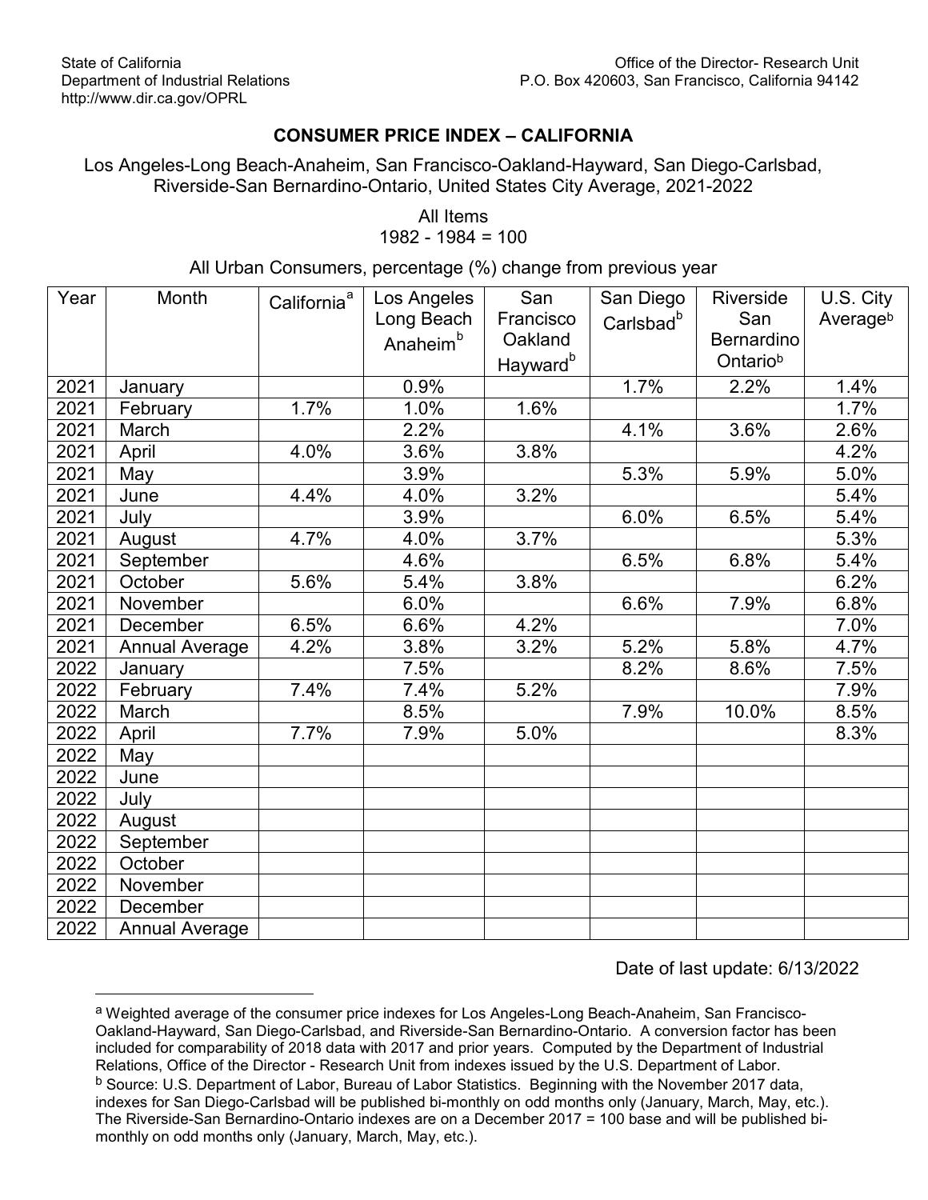State of California
Department of Industrial Relations
http://www.dir.ca.gov/OPRL

Office of the Director- Research Unit
P.O. Box 420603, San Francisco, California 94142

# CONSUMER PRICE INDEX – CALIFORNIA

Los Angeles-Long Beach-Anaheim, San Francisco-Oakland-Hayward, San Diego-Carlsbad, Riverside-San Bernardino-Ontario, United States City Average, 2021-2022

All Items
1982 - 1984 = 100

All Urban Consumers, percentage (%) change from previous year

| Year | Month | California[a] | Los Angeles Long Beach Anaheim[b] | San Francisco Oakland Hayward[b] | San Diego Carlsbad[b] | Riverside San Bernardino Ontario[b] | U.S. City Average[b] |
|---|---|---|---|---|---|---|---|
| 2021 | January | | 0.9% | | 1.7% | 2.2% | 1.4% |
| 2021 | February | 1.7% | 1.0% | 1.6% | | | 1.7% |
| 2021 | March | | 2.2% | | 4.1% | 3.6% | 2.6% |
| 2021 | April | 4.0% | 3.6% | 3.8% | | | 4.2% |
| 2021 | May | | 3.9% | | 5.3% | 5.9% | 5.0% |
| 2021 | June | 4.4% | 4.0% | 3.2% | | | 5.4% |
| 2021 | July | | 3.9% | | 6.0% | 6.5% | 5.4% |
| 2021 | August | 4.7% | 4.0% | 3.7% | | | 5.3% |
| 2021 | September | | 4.6% | | 6.5% | 6.8% | 5.4% |
| 2021 | October | 5.6% | 5.4% | 3.8% | | | 6.2% |
| 2021 | November | | 6.0% | | 6.6% | 7.9% | 6.8% |
| 2021 | December | 6.5% | 6.6% | 4.2% | | | 7.0% |
| 2021 | Annual Average | 4.2% | 3.8% | 3.2% | 5.2% | 5.8% | 4.7% |
| 2022 | January | | 7.5% | | 8.2% | 8.6% | 7.5% |
| 2022 | February | 7.4% | 7.4% | 5.2% | | | 7.9% |
| 2022 | March | | 8.5% | | 7.9% | 10.0% | 8.5% |
| 2022 | April | 7.7% | 7.9% | 5.0% | | | 8.3% |
| 2022 | May | | | | | | |
| 2022 | June | | | | | | |
| 2022 | July | | | | | | |
| 2022 | August | | | | | | |
| 2022 | September | | | | | | |
| 2022 | October | | | | | | |
| 2022 | November | | | | | | |
| 2022 | December | | | | | | |
| 2022 | Annual Average | | | | | | |

Date of last update: 6/13/2022

[a] Weighted average of the consumer price indexes for Los Angeles-Long Beach-Anaheim, San Francisco-Oakland-Hayward, San Diego-Carlsbad, and Riverside-San Bernardino-Ontario. A conversion factor has been included for comparability of 2018 data with 2017 and prior years. Computed by the Department of Industrial Relations, Office of the Director - Research Unit from indexes issued by the U.S. Department of Labor.

[b] Source: U.S. Department of Labor, Bureau of Labor Statistics. Beginning with the November 2017 data, indexes for San Diego-Carlsbad will be published bi-monthly on odd months only (January, March, May, etc.). The Riverside-San Bernardino-Ontario indexes are on a December 2017 = 100 base and will be published bi-monthly on odd months only (January, March, May, etc.).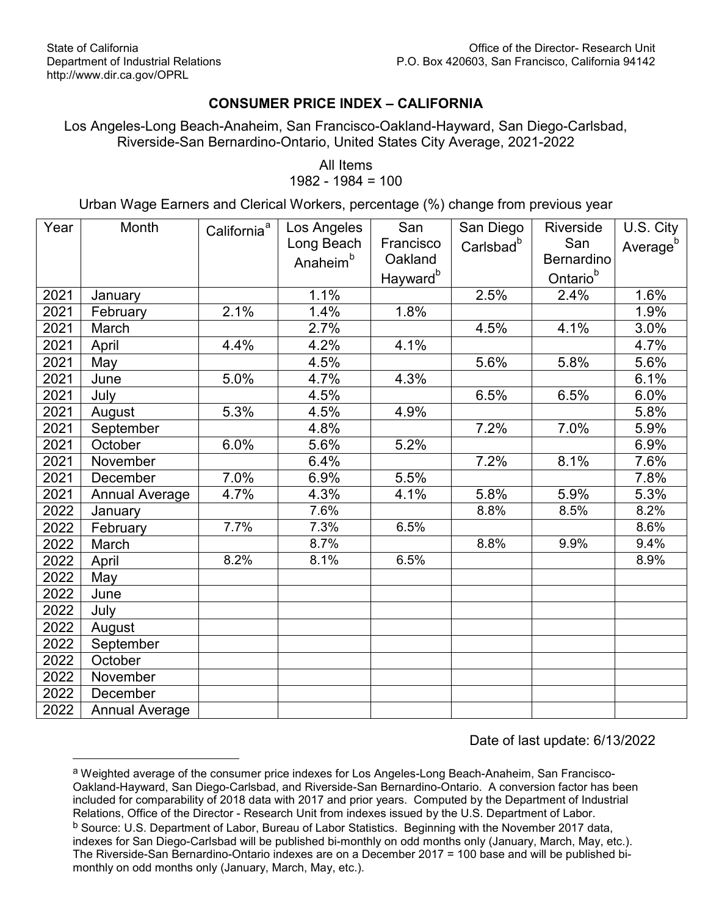State of California
Department of Industrial Relations
http://www.dir.ca.gov/OPRL

Office of the Director- Research Unit
P.O. Box 420603, San Francisco, California 94142

## CONSUMER PRICE INDEX – CALIFORNIA

Los Angeles-Long Beach-Anaheim, San Francisco-Oakland-Hayward, San Diego-Carlsbad, Riverside-San Bernardino-Ontario, United States City Average, 2021-2022

All Items
1982 - 1984 = 100

Urban Wage Earners and Clerical Workers, percentage (%) change from previous year

| Year | Month | California[a] | Los Angeles Long Beach Anaheim[b] | San Francisco Oakland Hayward[b] | San Diego Carlsbad[b] | Riverside San Bernardino Ontario[b] | U.S. City Average[b] |
|---|---|---|---|---|---|---|---|
| 2021 | January | | 1.1% | | 2.5% | 2.4% | 1.6% |
| 2021 | February | 2.1% | 1.4% | 1.8% | | | 1.9% |
| 2021 | March | | 2.7% | | 4.5% | 4.1% | 3.0% |
| 2021 | April | 4.4% | 4.2% | 4.1% | | | 4.7% |
| 2021 | May | | 4.5% | | 5.6% | 5.8% | 5.6% |
| 2021 | June | 5.0% | 4.7% | 4.3% | | | 6.1% |
| 2021 | July | | 4.5% | | 6.5% | 6.5% | 6.0% |
| 2021 | August | 5.3% | 4.5% | 4.9% | | | 5.8% |
| 2021 | September | | 4.8% | | 7.2% | 7.0% | 5.9% |
| 2021 | October | 6.0% | 5.6% | 5.2% | | | 6.9% |
| 2021 | November | | 6.4% | | 7.2% | 8.1% | 7.6% |
| 2021 | December | 7.0% | 6.9% | 5.5% | | | 7.8% |
| 2021 | Annual Average | 4.7% | 4.3% | 4.1% | 5.8% | 5.9% | 5.3% |
| 2022 | January | | 7.6% | | 8.8% | 8.5% | 8.2% |
| 2022 | February | 7.7% | 7.3% | 6.5% | | | 8.6% |
| 2022 | March | | 8.7% | | 8.8% | 9.9% | 9.4% |
| 2022 | April | 8.2% | 8.1% | 6.5% | | | 8.9% |
| 2022 | May | | | | | | |
| 2022 | June | | | | | | |
| 2022 | July | | | | | | |
| 2022 | August | | | | | | |
| 2022 | September | | | | | | |
| 2022 | October | | | | | | |
| 2022 | November | | | | | | |
| 2022 | December | | | | | | |
| 2022 | Annual Average | | | | | | |

Date of last update: 6/13/2022

[a] Weighted average of the consumer price indexes for Los Angeles-Long Beach-Anaheim, San Francisco-Oakland-Hayward, San Diego-Carlsbad, and Riverside-San Bernardino-Ontario. A conversion factor has been included for comparability of 2018 data with 2017 and prior years. Computed by the Department of Industrial Relations, Office of the Director - Research Unit from indexes issued by the U.S. Department of Labor.

[b] Source: U.S. Department of Labor, Bureau of Labor Statistics. Beginning with the November 2017 data, indexes for San Diego-Carlsbad will be published bi-monthly on odd months only (January, March, May, etc.). The Riverside-San Bernardino-Ontario indexes are on a December 2017 = 100 base and will be published bi-monthly on odd months only (January, March, May, etc.).